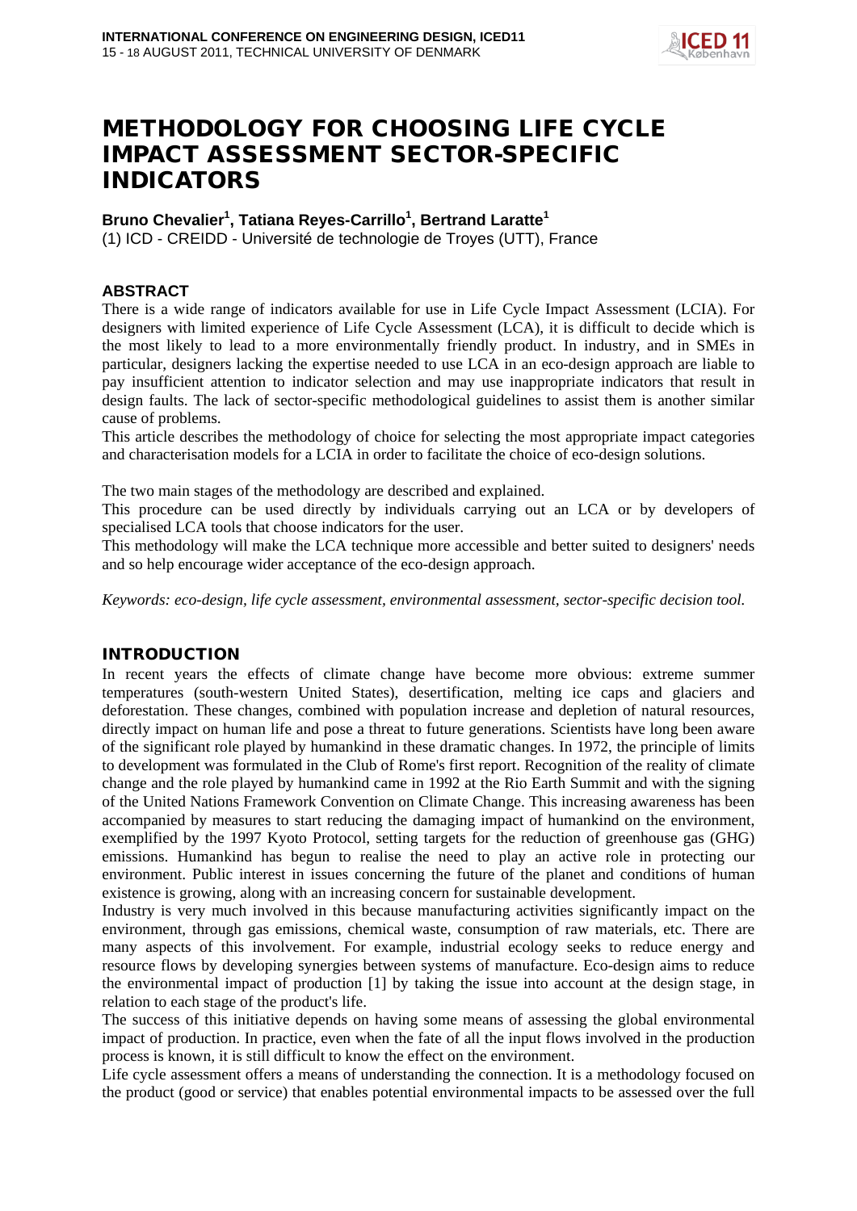# METHODOLOGY FOR CHOOSING LIFE CYCLE IMPACT ASSESSMENT SECTOR-SPECIFIC INDICATORS

**Bruno Chevalier[1], Tatiana Reyes-Carrillo[1], Bertrand Laratte[1]**

(1) ICD - CREIDD - Université de technologie de Troyes (UTT), France

## ABSTRACT

There is a wide range of indicators available for use in Life Cycle Impact Assessment (LCIA). For designers with limited experience of Life Cycle Assessment (LCA), it is difficult to decide which is the most likely to lead to a more environmentally friendly product. In industry, and in SMEs in particular, designers lacking the expertise needed to use LCA in an eco-design approach are liable to pay insufficient attention to indicator selection and may use inappropriate indicators that result in design faults. The lack of sector-specific methodological guidelines to assist them is another similar cause of problems.

This article describes the methodology of choice for selecting the most appropriate impact categories and characterisation models for a LCIA in order to facilitate the choice of eco-design solutions.

The two main stages of the methodology are described and explained.

This procedure can be used directly by individuals carrying out an LCA or by developers of specialised LCA tools that choose indicators for the user.

This methodology will make the LCA technique more accessible and better suited to designers' needs and so help encourage wider acceptance of the eco-design approach.

*Keywords: eco-design, life cycle assessment, environmental assessment, sector-specific decision tool.*

## INTRODUCTION

In recent years the effects of climate change have become more obvious: extreme summer temperatures (south-western United States), desertification, melting ice caps and glaciers and deforestation. These changes, combined with population increase and depletion of natural resources, directly impact on human life and pose a threat to future generations. Scientists have long been aware of the significant role played by humankind in these dramatic changes. In 1972, the principle of limits to development was formulated in the Club of Rome's first report. Recognition of the reality of climate change and the role played by humankind came in 1992 at the Rio Earth Summit and with the signing of the United Nations Framework Convention on Climate Change. This increasing awareness has been accompanied by measures to start reducing the damaging impact of humankind on the environment, exemplified by the 1997 Kyoto Protocol, setting targets for the reduction of greenhouse gas (GHG) emissions. Humankind has begun to realise the need to play an active role in protecting our environment. Public interest in issues concerning the future of the planet and conditions of human existence is growing, along with an increasing concern for sustainable development.

Industry is very much involved in this because manufacturing activities significantly impact on the environment, through gas emissions, chemical waste, consumption of raw materials, etc. There are many aspects of this involvement. For example, industrial ecology seeks to reduce energy and resource flows by developing synergies between systems of manufacture. Eco-design aims to reduce the environmental impact of production [1] by taking the issue into account at the design stage, in relation to each stage of the product's life.

The success of this initiative depends on having some means of assessing the global environmental impact of production. In practice, even when the fate of all the input flows involved in the production process is known, it is still difficult to know the effect on the environment.

Life cycle assessment offers a means of understanding the connection. It is a methodology focused on the product (good or service) that enables potential environmental impacts to be assessed over the full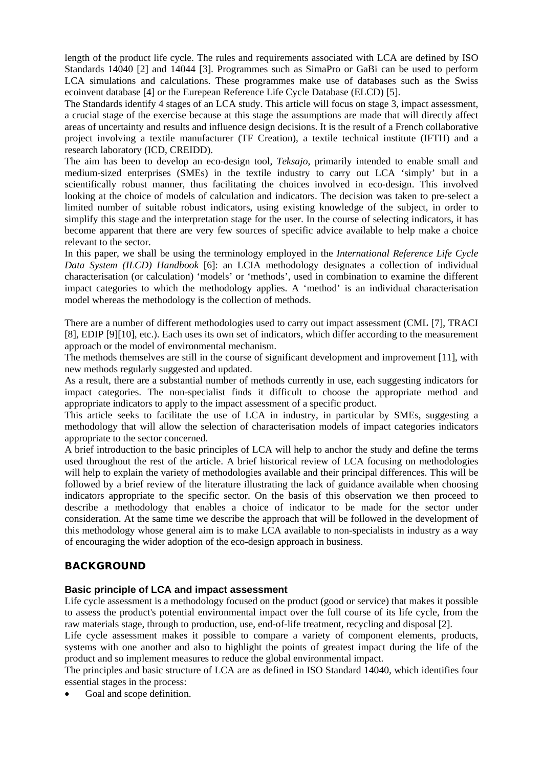length of the product life cycle. The rules and requirements associated with LCA are defined by ISO Standards 14040 [2] and 14044 [3]. Programmes such as SimaPro or GaBi can be used to perform LCA simulations and calculations. These programmes make use of databases such as the Swiss ecoinvent database [4] or the Eurepean Reference Life Cycle Database (ELCD) [5].

The Standards identify 4 stages of an LCA study. This article will focus on stage 3, impact assessment, a crucial stage of the exercise because at this stage the assumptions are made that will directly affect areas of uncertainty and results and influence design decisions. It is the result of a French collaborative project involving a textile manufacturer (TF Creation), a textile technical institute (IFTH) and a research laboratory (ICD, CREIDD).

The aim has been to develop an eco-design tool, *Teksajo*, primarily intended to enable small and medium-sized enterprises (SMEs) in the textile industry to carry out LCA 'simply' but in a scientifically robust manner, thus facilitating the choices involved in eco-design. This involved looking at the choice of models of calculation and indicators. The decision was taken to pre-select a limited number of suitable robust indicators, using existing knowledge of the subject, in order to simplify this stage and the interpretation stage for the user. In the course of selecting indicators, it has become apparent that there are very few sources of specific advice available to help make a choice relevant to the sector.

In this paper, we shall be using the terminology employed in the *International Reference Life Cycle Data System (ILCD) Handbook* [6]: an LCIA methodology designates a collection of individual characterisation (or calculation) 'models' or 'methods', used in combination to examine the different impact categories to which the methodology applies. A 'method' is an individual characterisation model whereas the methodology is the collection of methods.

There are a number of different methodologies used to carry out impact assessment (CML [7], TRACI [8], EDIP [9][10], etc.). Each uses its own set of indicators, which differ according to the measurement approach or the model of environmental mechanism.

The methods themselves are still in the course of significant development and improvement [11], with new methods regularly suggested and updated.

As a result, there are a substantial number of methods currently in use, each suggesting indicators for impact categories. The non-specialist finds it difficult to choose the appropriate method and appropriate indicators to apply to the impact assessment of a specific product.

This article seeks to facilitate the use of LCA in industry, in particular by SMEs, suggesting a methodology that will allow the selection of characterisation models of impact categories indicators appropriate to the sector concerned.

A brief introduction to the basic principles of LCA will help to anchor the study and define the terms used throughout the rest of the article. A brief historical review of LCA focusing on methodologies will help to explain the variety of methodologies available and their principal differences. This will be followed by a brief review of the literature illustrating the lack of guidance available when choosing indicators appropriate to the specific sector. On the basis of this observation we then proceed to describe a methodology that enables a choice of indicator to be made for the sector under consideration. At the same time we describe the approach that will be followed in the development of this methodology whose general aim is to make LCA available to non-specialists in industry as a way of encouraging the wider adoption of the eco-design approach in business.

## BACKGROUND

### Basic principle of LCA and impact assessment

Life cycle assessment is a methodology focused on the product (good or service) that makes it possible to assess the product's potential environmental impact over the full course of its life cycle, from the raw materials stage, through to production, use, end-of-life treatment, recycling and disposal [2].

Life cycle assessment makes it possible to compare a variety of component elements, products, systems with one another and also to highlight the points of greatest impact during the life of the product and so implement measures to reduce the global environmental impact.

The principles and basic structure of LCA are as defined in ISO Standard 14040, which identifies four essential stages in the process:

- Goal and scope definition.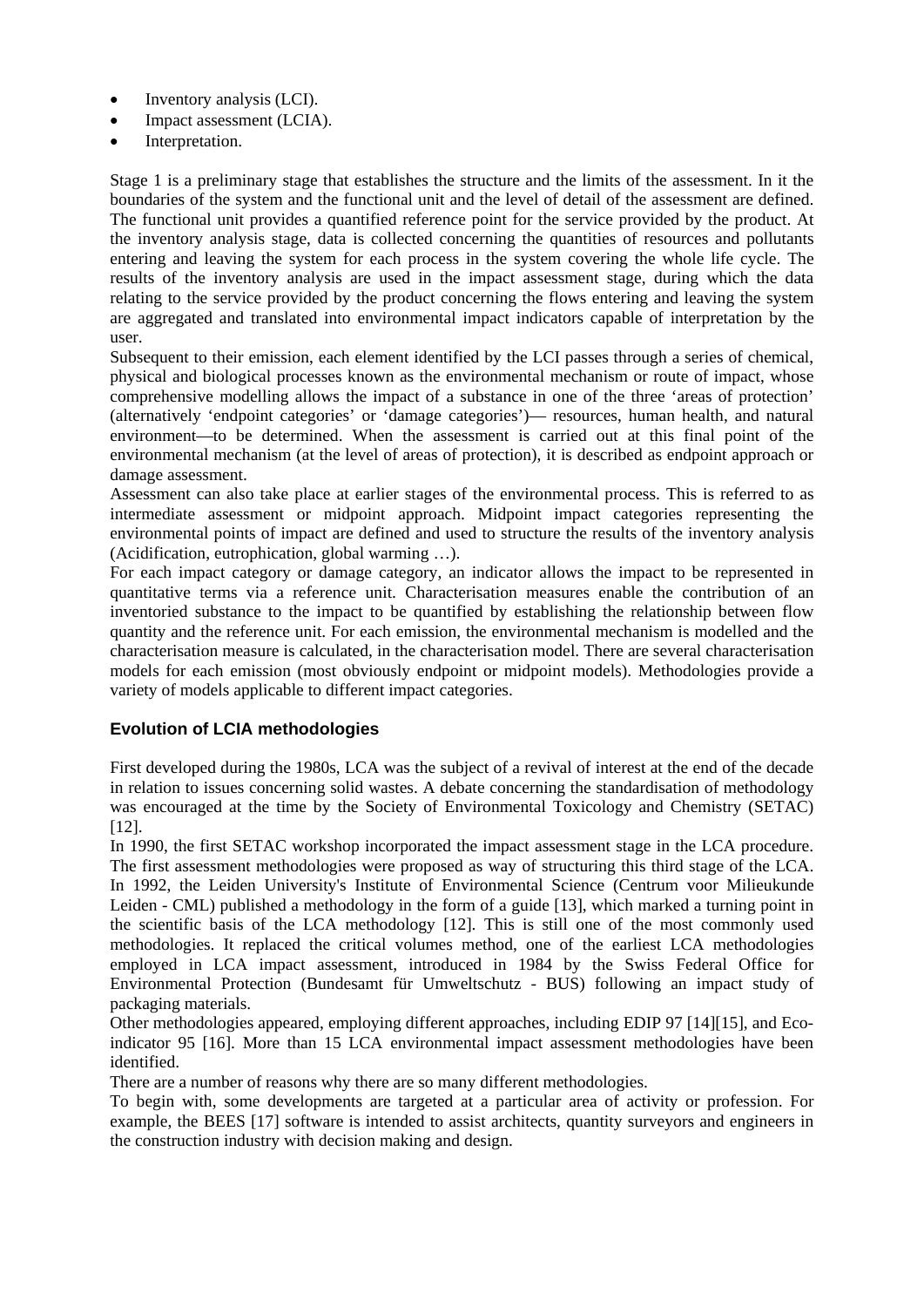- Inventory analysis (LCI).
- Impact assessment (LCIA).
- Interpretation.

Stage 1 is a preliminary stage that establishes the structure and the limits of the assessment. In it the boundaries of the system and the functional unit and the level of detail of the assessment are defined. The functional unit provides a quantified reference point for the service provided by the product. At the inventory analysis stage, data is collected concerning the quantities of resources and pollutants entering and leaving the system for each process in the system covering the whole life cycle. The results of the inventory analysis are used in the impact assessment stage, during which the data relating to the service provided by the product concerning the flows entering and leaving the system are aggregated and translated into environmental impact indicators capable of interpretation by the user.

Subsequent to their emission, each element identified by the LCI passes through a series of chemical, physical and biological processes known as the environmental mechanism or route of impact, whose comprehensive modelling allows the impact of a substance in one of the three 'areas of protection' (alternatively 'endpoint categories' or 'damage categories')— resources, human health, and natural environment—to be determined. When the assessment is carried out at this final point of the environmental mechanism (at the level of areas of protection), it is described as endpoint approach or damage assessment.

Assessment can also take place at earlier stages of the environmental process. This is referred to as intermediate assessment or midpoint approach. Midpoint impact categories representing the environmental points of impact are defined and used to structure the results of the inventory analysis (Acidification, eutrophication, global warming …).

For each impact category or damage category, an indicator allows the impact to be represented in quantitative terms via a reference unit. Characterisation measures enable the contribution of an inventoried substance to the impact to be quantified by establishing the relationship between flow quantity and the reference unit. For each emission, the environmental mechanism is modelled and the characterisation measure is calculated, in the characterisation model. There are several characterisation models for each emission (most obviously endpoint or midpoint models). Methodologies provide a variety of models applicable to different impact categories.

## Evolution of LCIA methodologies

First developed during the 1980s, LCA was the subject of a revival of interest at the end of the decade in relation to issues concerning solid wastes. A debate concerning the standardisation of methodology was encouraged at the time by the Society of Environmental Toxicology and Chemistry (SETAC) [12].

In 1990, the first SETAC workshop incorporated the impact assessment stage in the LCA procedure. The first assessment methodologies were proposed as way of structuring this third stage of the LCA. In 1992, the Leiden University's Institute of Environmental Science (Centrum voor Milieukunde Leiden - CML) published a methodology in the form of a guide [13], which marked a turning point in the scientific basis of the LCA methodology [12]. This is still one of the most commonly used methodologies. It replaced the critical volumes method, one of the earliest LCA methodologies employed in LCA impact assessment, introduced in 1984 by the Swiss Federal Office for Environmental Protection (Bundesamt für Umweltschutz - BUS) following an impact study of packaging materials.

Other methodologies appeared, employing different approaches, including EDIP 97 [14][15], and Eco-indicator 95 [16]. More than 15 LCA environmental impact assessment methodologies have been identified.

There are a number of reasons why there are so many different methodologies.

To begin with, some developments are targeted at a particular area of activity or profession. For example, the BEES [17] software is intended to assist architects, quantity surveyors and engineers in the construction industry with decision making and design.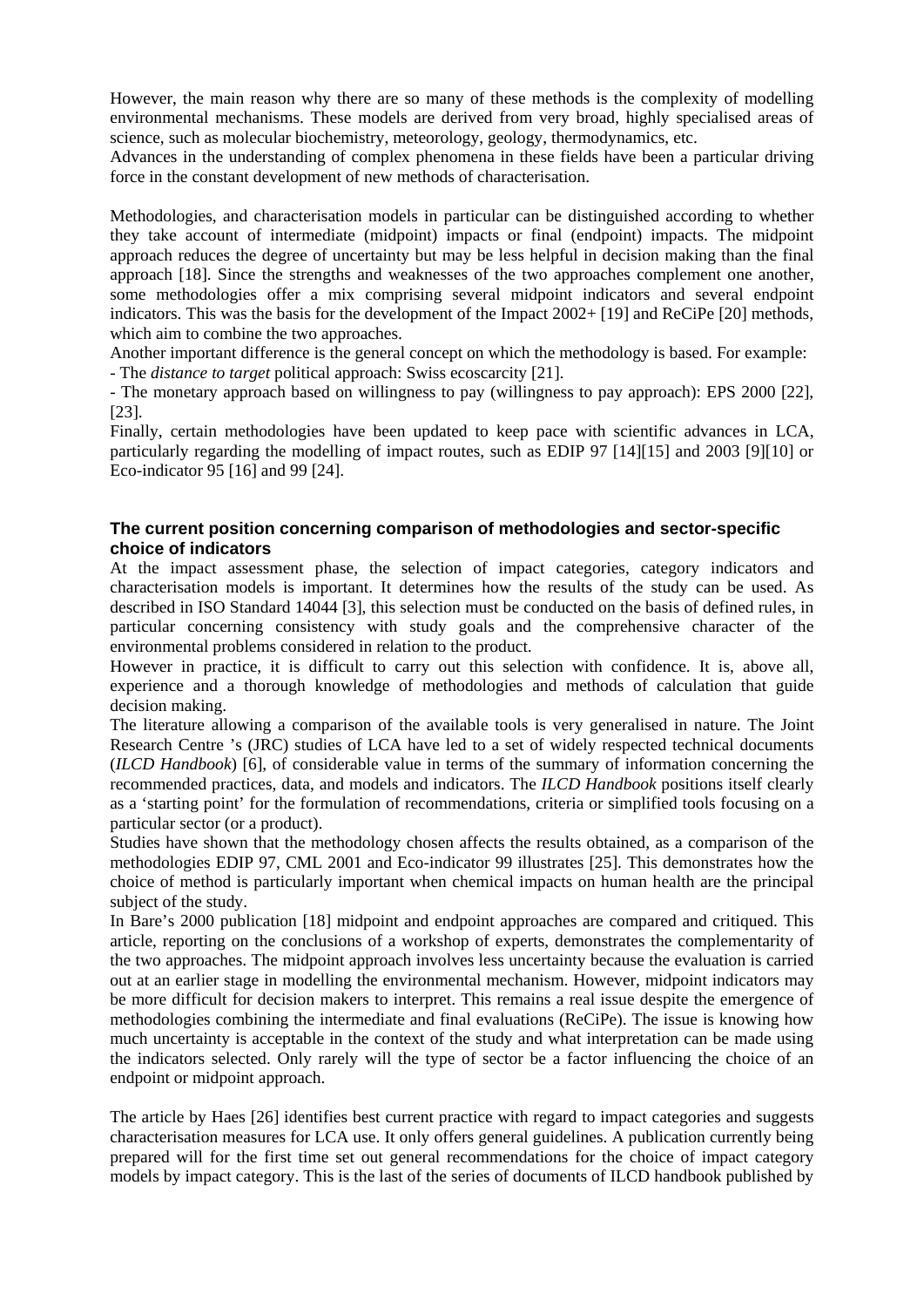However, the main reason why there are so many of these methods is the complexity of modelling environmental mechanisms. These models are derived from very broad, highly specialised areas of science, such as molecular biochemistry, meteorology, geology, thermodynamics, etc.
Advances in the understanding of complex phenomena in these fields have been a particular driving force in the constant development of new methods of characterisation.

Methodologies, and characterisation models in particular can be distinguished according to whether they take account of intermediate (midpoint) impacts or final (endpoint) impacts. The midpoint approach reduces the degree of uncertainty but may be less helpful in decision making than the final approach [18]. Since the strengths and weaknesses of the two approaches complement one another, some methodologies offer a mix comprising several midpoint indicators and several endpoint indicators. This was the basis for the development of the Impact 2002+ [19] and ReCiPe [20] methods, which aim to combine the two approaches.
Another important difference is the general concept on which the methodology is based. For example:
- The *distance to target* political approach: Swiss ecoscarcity [21].
- The monetary approach based on willingness to pay (willingness to pay approach): EPS 2000 [22], [23].
Finally, certain methodologies have been updated to keep pace with scientific advances in LCA, particularly regarding the modelling of impact routes, such as EDIP 97 [14][15] and 2003 [9][10] or Eco-indicator 95 [16] and 99 [24].

### The current position concerning comparison of methodologies and sector-specific choice of indicators

At the impact assessment phase, the selection of impact categories, category indicators and characterisation models is important. It determines how the results of the study can be used. As described in ISO Standard 14044 [3], this selection must be conducted on the basis of defined rules, in particular concerning consistency with study goals and the comprehensive character of the environmental problems considered in relation to the product.
However in practice, it is difficult to carry out this selection with confidence. It is, above all, experience and a thorough knowledge of methodologies and methods of calculation that guide decision making.
The literature allowing a comparison of the available tools is very generalised in nature. The Joint Research Centre 's (JRC) studies of LCA have led to a set of widely respected technical documents (*ILCD Handbook*) [6], of considerable value in terms of the summary of information concerning the recommended practices, data, and models and indicators. The *ILCD Handbook* positions itself clearly as a 'starting point' for the formulation of recommendations, criteria or simplified tools focusing on a particular sector (or a product).
Studies have shown that the methodology chosen affects the results obtained, as a comparison of the methodologies EDIP 97, CML 2001 and Eco-indicator 99 illustrates [25]. This demonstrates how the choice of method is particularly important when chemical impacts on human health are the principal subject of the study.
In Bare's 2000 publication [18] midpoint and endpoint approaches are compared and critiqued. This article, reporting on the conclusions of a workshop of experts, demonstrates the complementarity of the two approaches. The midpoint approach involves less uncertainty because the evaluation is carried out at an earlier stage in modelling the environmental mechanism. However, midpoint indicators may be more difficult for decision makers to interpret. This remains a real issue despite the emergence of methodologies combining the intermediate and final evaluations (ReCiPe). The issue is knowing how much uncertainty is acceptable in the context of the study and what interpretation can be made using the indicators selected. Only rarely will the type of sector be a factor influencing the choice of an endpoint or midpoint approach.

The article by Haes [26] identifies best current practice with regard to impact categories and suggests characterisation measures for LCA use. It only offers general guidelines. A publication currently being prepared will for the first time set out general recommendations for the choice of impact category models by impact category. This is the last of the series of documents of ILCD handbook published by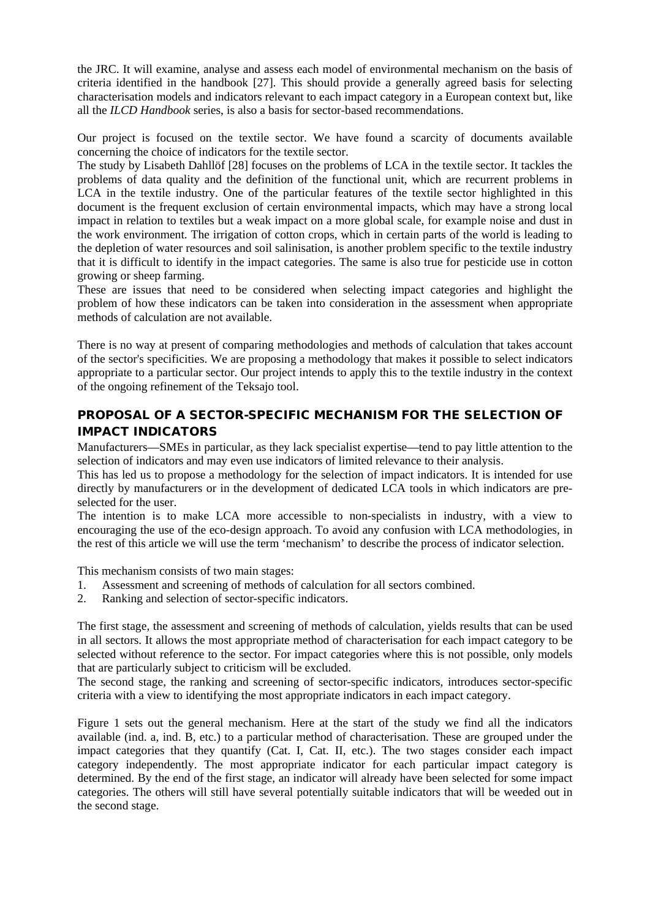the JRC. It will examine, analyse and assess each model of environmental mechanism on the basis of criteria identified in the handbook [27]. This should provide a generally agreed basis for selecting characterisation models and indicators relevant to each impact category in a European context but, like all the *ILCD Handbook* series, is also a basis for sector-based recommendations.

Our project is focused on the textile sector. We have found a scarcity of documents available concerning the choice of indicators for the textile sector.

The study by Lisabeth Dahllöf [28] focuses on the problems of LCA in the textile sector. It tackles the problems of data quality and the definition of the functional unit, which are recurrent problems in LCA in the textile industry. One of the particular features of the textile sector highlighted in this document is the frequent exclusion of certain environmental impacts, which may have a strong local impact in relation to textiles but a weak impact on a more global scale, for example noise and dust in the work environment. The irrigation of cotton crops, which in certain parts of the world is leading to the depletion of water resources and soil salinisation, is another problem specific to the textile industry that it is difficult to identify in the impact categories. The same is also true for pesticide use in cotton growing or sheep farming.

These are issues that need to be considered when selecting impact categories and highlight the problem of how these indicators can be taken into consideration in the assessment when appropriate methods of calculation are not available.

There is no way at present of comparing methodologies and methods of calculation that takes account of the sector's specificities. We are proposing a methodology that makes it possible to select indicators appropriate to a particular sector. Our project intends to apply this to the textile industry in the context of the ongoing refinement of the Teksajo tool.

## PROPOSAL OF A SECTOR-SPECIFIC MECHANISM FOR THE SELECTION OF IMPACT INDICATORS

Manufacturers—SMEs in particular, as they lack specialist expertise—tend to pay little attention to the selection of indicators and may even use indicators of limited relevance to their analysis.

This has led us to propose a methodology for the selection of impact indicators. It is intended for use directly by manufacturers or in the development of dedicated LCA tools in which indicators are pre-selected for the user.

The intention is to make LCA more accessible to non-specialists in industry, with a view to encouraging the use of the eco-design approach. To avoid any confusion with LCA methodologies, in the rest of this article we will use the term 'mechanism' to describe the process of indicator selection.

This mechanism consists of two main stages:

1. Assessment and screening of methods of calculation for all sectors combined.
2. Ranking and selection of sector-specific indicators.

The first stage, the assessment and screening of methods of calculation, yields results that can be used in all sectors. It allows the most appropriate method of characterisation for each impact category to be selected without reference to the sector. For impact categories where this is not possible, only models that are particularly subject to criticism will be excluded.

The second stage, the ranking and screening of sector-specific indicators, introduces sector-specific criteria with a view to identifying the most appropriate indicators in each impact category.

Figure 1 sets out the general mechanism. Here at the start of the study we find all the indicators available (ind. a, ind. B, etc.) to a particular method of characterisation. These are grouped under the impact categories that they quantify (Cat. I, Cat. II, etc.). The two stages consider each impact category independently. The most appropriate indicator for each particular impact category is determined. By the end of the first stage, an indicator will already have been selected for some impact categories. The others will still have several potentially suitable indicators that will be weeded out in the second stage.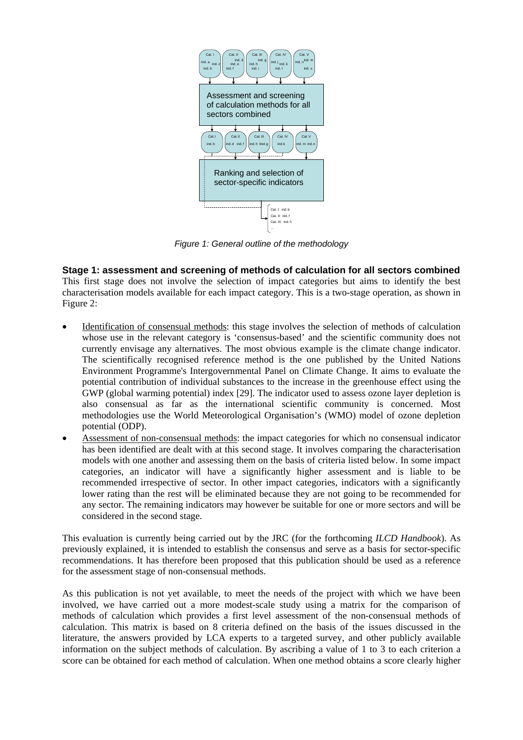Figure 1: General outline of the methodology

**Stage 1: assessment and screening of methods of calculation for all sectors combined**

This first stage does not involve the selection of impact categories but aims to identify the best characterisation models available for each impact category. This is a two-stage operation, as shown in Figure 2:

- Identification of consensual methods: this stage involves the selection of methods of calculation whose use in the relevant category is 'consensus-based' and the scientific community does not currently envisage any alternatives. The most obvious example is the climate change indicator. The scientifically recognised reference method is the one published by the United Nations Environment Programme's Intergovernmental Panel on Climate Change. It aims to evaluate the potential contribution of individual substances to the increase in the greenhouse effect using the GWP (global warming potential) index [29]. The indicator used to assess ozone layer depletion is also consensual as far as the international scientific community is concerned. Most methodologies use the World Meteorological Organisation's (WMO) model of ozone depletion potential (ODP).
- Assessment of non-consensual methods: the impact categories for which no consensual indicator has been identified are dealt with at this second stage. It involves comparing the characterisation models with one another and assessing them on the basis of criteria listed below. In some impact categories, an indicator will have a significantly higher assessment and is liable to be recommended irrespective of sector. In other impact categories, indicators with a significantly lower rating than the rest will be eliminated because they are not going to be recommended for any sector. The remaining indicators may however be suitable for one or more sectors and will be considered in the second stage.

This evaluation is currently being carried out by the JRC (for the forthcoming *ILCD Handbook*). As previously explained, it is intended to establish the consensus and serve as a basis for sector-specific recommendations. It has therefore been proposed that this publication should be used as a reference for the assessment stage of non-consensual methods.

As this publication is not yet available, to meet the needs of the project with which we have been involved, we have carried out a more modest-scale study using a matrix for the comparison of methods of calculation which provides a first level assessment of the non-consensual methods of calculation. This matrix is based on 8 criteria defined on the basis of the issues discussed in the literature, the answers provided by LCA experts to a targeted survey, and other publicly available information on the subject methods of calculation. By ascribing a value of 1 to 3 to each criterion a score can be obtained for each method of calculation. When one method obtains a score clearly higher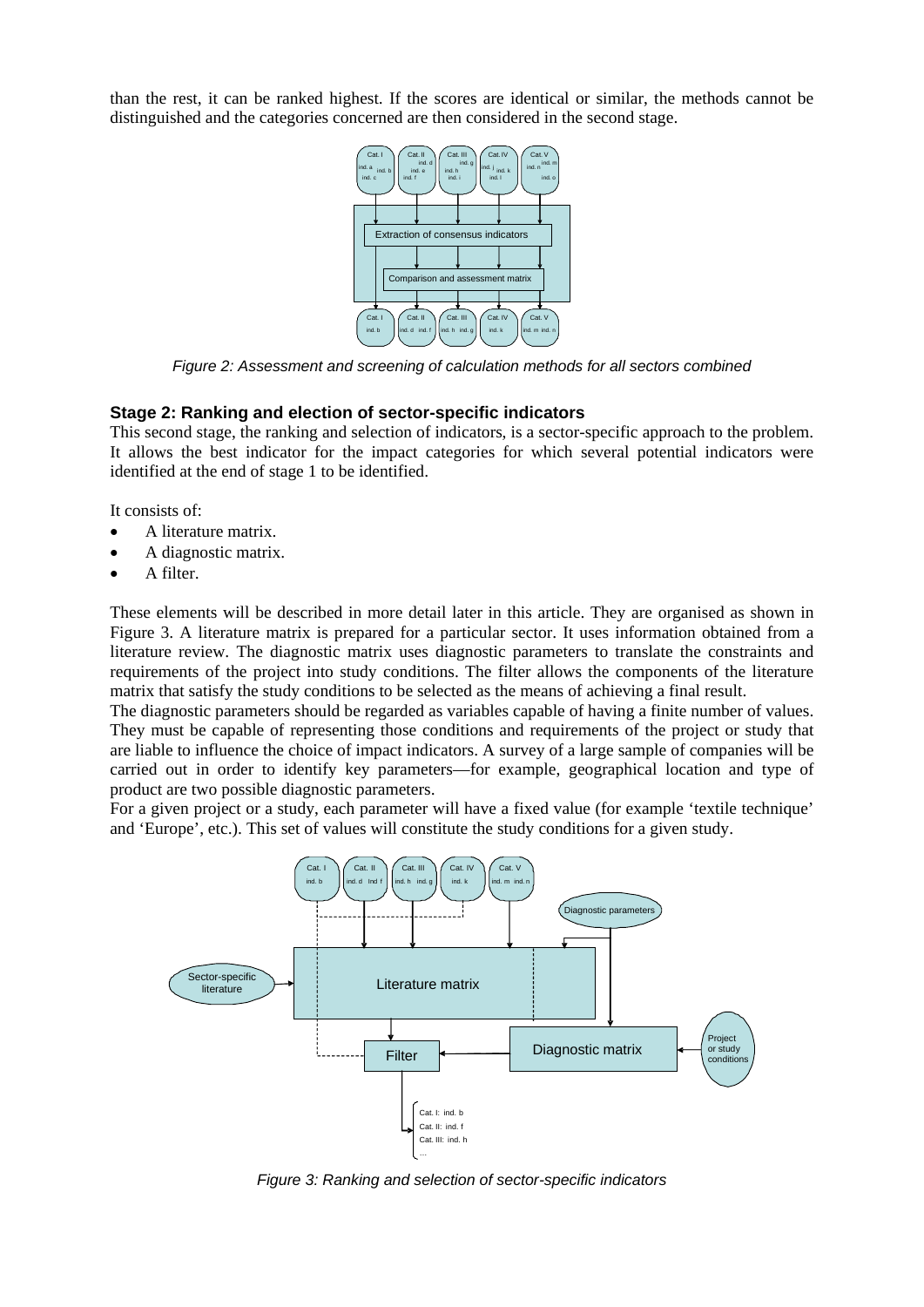than the rest, it can be ranked highest. If the scores are identical or similar, the methods cannot be distinguished and the categories concerned are then considered in the second stage.

*Figure 2: Assessment and screening of calculation methods for all sectors combined*

### Stage 2: Ranking and election of sector-specific indicators

This second stage, the ranking and selection of indicators, is a sector-specific approach to the problem. It allows the best indicator for the impact categories for which several potential indicators were identified at the end of stage 1 to be identified.

It consists of:

- A literature matrix.
- A diagnostic matrix.
- A filter.

These elements will be described in more detail later in this article. They are organised as shown in Figure 3. A literature matrix is prepared for a particular sector. It uses information obtained from a literature review. The diagnostic matrix uses diagnostic parameters to translate the constraints and requirements of the project into study conditions. The filter allows the components of the literature matrix that satisfy the study conditions to be selected as the means of achieving a final result.

The diagnostic parameters should be regarded as variables capable of having a finite number of values. They must be capable of representing those conditions and requirements of the project or study that are liable to influence the choice of impact indicators. A survey of a large sample of companies will be carried out in order to identify key parameters—for example, geographical location and type of product are two possible diagnostic parameters.

For a given project or a study, each parameter will have a fixed value (for example 'textile technique' and 'Europe', etc.). This set of values will constitute the study conditions for a given study.

*Figure 3: Ranking and selection of sector-specific indicators*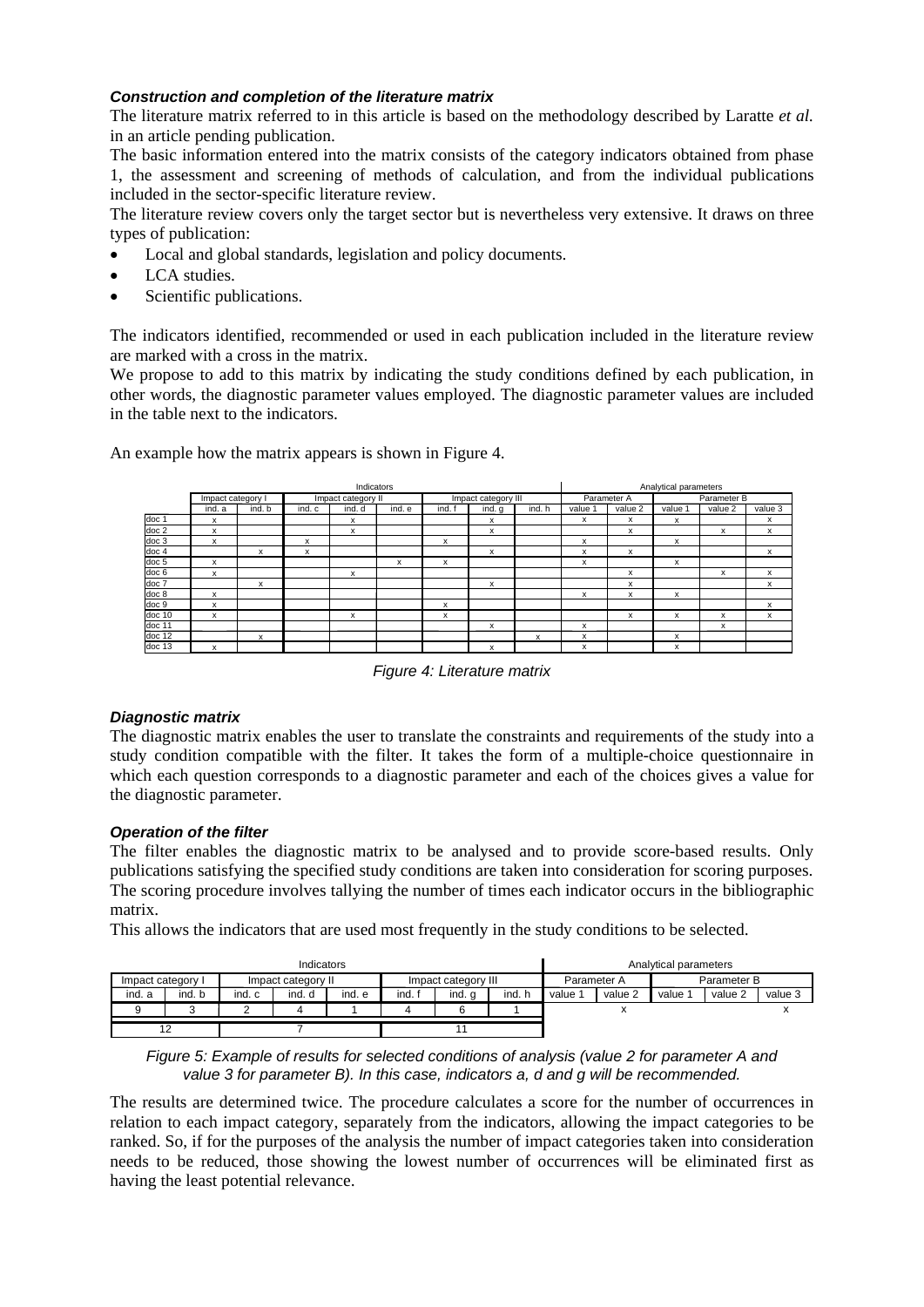#### *Construction and completion of the literature matrix*

The literature matrix referred to in this article is based on the methodology described by Laratte *et al.* in an article pending publication.

The basic information entered into the matrix consists of the category indicators obtained from phase 1, the assessment and screening of methods of calculation, and from the individual publications included in the sector-specific literature review.

The literature review covers only the target sector but is nevertheless very extensive. It draws on three types of publication:

- Local and global standards, legislation and policy documents.
- LCA studies.
- Scientific publications.

The indicators identified, recommended or used in each publication included in the literature review are marked with a cross in the matrix.

We propose to add to this matrix by indicating the study conditions defined by each publication, in other words, the diagnostic parameter values employed. The diagnostic parameter values are included in the table next to the indicators.

An example how the matrix appears is shown in Figure 4.

| | Indicators | | | | | | | | Analytical parameters | | | | |
|---|---|---|---|---|---|---|---|---|---|---|---|---|---|
| | Impact category I | | Impact category II | | | Impact category III | | | Parameter A | | Parameter B | | |
| | ind. a | ind. b | ind. c | ind. d | ind. e | ind. f | ind. g | ind. h | value 1 | value 2 | value 1 | value 2 | value 3 |
| doc 1 | x | | | x | | | x | | x | x | x | | x |
| doc 2 | x | | | x | | | x | | | x | | x | x |
| doc 3 | x | | x | | | x | | | x | | x | | |
| doc 4 | | x | x | | | | x | | x | x | | | x |
| doc 5 | x | | | | x | x | | | x | | x | | |
| doc 6 | x | | | x | | | | | | x | | x | x |
| doc 7 | | x | | | | | x | | | x | | | x |
| doc 8 | x | | | | | | | | x | x | x | | |
| doc 9 | x | | | | | x | | | | | | | x |
| doc 10 | x | | | x | | x | | | | x | x | x | x |
| doc 11 | | | | | | | x | | x | | | x | |
| doc 12 | | x | | | | | | x | x | | x | | |
| doc 13 | x | | | | | | x | | x | | x | | |

*Figure 4: Literature matrix*

#### *Diagnostic matrix*

The diagnostic matrix enables the user to translate the constraints and requirements of the study into a study condition compatible with the filter. It takes the form of a multiple-choice questionnaire in which each question corresponds to a diagnostic parameter and each of the choices gives a value for the diagnostic parameter.

#### *Operation of the filter*

The filter enables the diagnostic matrix to be analysed and to provide score-based results. Only publications satisfying the specified study conditions are taken into consideration for scoring purposes. The scoring procedure involves tallying the number of times each indicator occurs in the bibliographic matrix.

This allows the indicators that are used most frequently in the study conditions to be selected.

| Indicators | | | | | | | | Analytical parameters | | | | |
|---|---|---|---|---|---|---|---|---|---|---|---|---|
| Impact category I | | Impact category II | | | Impact category III | | | Parameter A | | Parameter B | | |
| ind. a | ind. b | ind. c | ind. d | ind. e | ind. f | ind. g | ind. h | value 1 | value 2 | value 1 | value 2 | value 3 |
| 9 | 3 | 2 | 4 | 1 | 4 | 6 | 1 | | x | | | x |
| 12 | | 7 | | | 11 | | | | | | | |

*Figure 5: Example of results for selected conditions of analysis (value 2 for parameter A and value 3 for parameter B). In this case, indicators a, d and g will be recommended.*

The results are determined twice. The procedure calculates a score for the number of occurrences in relation to each impact category, separately from the indicators, allowing the impact categories to be ranked. So, if for the purposes of the analysis the number of impact categories taken into consideration needs to be reduced, those showing the lowest number of occurrences will be eliminated first as having the least potential relevance.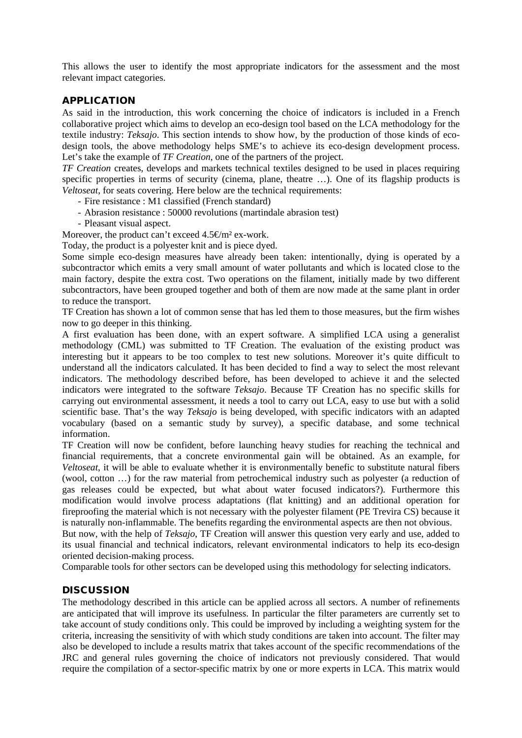This allows the user to identify the most appropriate indicators for the assessment and the most relevant impact categories.

## APPLICATION

As said in the introduction, this work concerning the choice of indicators is included in a French collaborative project which aims to develop an eco-design tool based on the LCA methodology for the textile industry: *Teksajo*. This section intends to show how, by the production of those kinds of eco-design tools, the above methodology helps SME's to achieve its eco-design development process. Let's take the example of *TF Creation*, one of the partners of the project.

*TF Creation* creates, develops and markets technical textiles designed to be used in places requiring specific properties in terms of security (cinema, plane, theatre …). One of its flagship products is *Veltoseat*, for seats covering. Here below are the technical requirements:

- Fire resistance : M1 classified (French standard)
- Abrasion resistance : 50000 revolutions (martindale abrasion test)
- Pleasant visual aspect.

Moreover, the product can't exceed 4.5€/m² ex-work.

Today, the product is a polyester knit and is piece dyed.

Some simple eco-design measures have already been taken: intentionally, dying is operated by a subcontractor which emits a very small amount of water pollutants and which is located close to the main factory, despite the extra cost. Two operations on the filament, initially made by two different subcontractors, have been grouped together and both of them are now made at the same plant in order to reduce the transport.

TF Creation has shown a lot of common sense that has led them to those measures, but the firm wishes now to go deeper in this thinking.

A first evaluation has been done, with an expert software. A simplified LCA using a generalist methodology (CML) was submitted to TF Creation. The evaluation of the existing product was interesting but it appears to be too complex to test new solutions. Moreover it's quite difficult to understand all the indicators calculated. It has been decided to find a way to select the most relevant indicators. The methodology described before, has been developed to achieve it and the selected indicators were integrated to the software *Teksajo*. Because TF Creation has no specific skills for carrying out environmental assessment, it needs a tool to carry out LCA, easy to use but with a solid scientific base. That's the way *Teksajo* is being developed, with specific indicators with an adapted vocabulary (based on a semantic study by survey), a specific database, and some technical information.

TF Creation will now be confident, before launching heavy studies for reaching the technical and financial requirements, that a concrete environmental gain will be obtained. As an example, for *Veltoseat*, it will be able to evaluate whether it is environmentally benefic to substitute natural fibers (wool, cotton …) for the raw material from petrochemical industry such as polyester (a reduction of gas releases could be expected, but what about water focused indicators?). Furthermore this modification would involve process adaptations (flat knitting) and an additional operation for fireproofing the material which is not necessary with the polyester filament (PE Trevira CS) because it is naturally non-inflammable. The benefits regarding the environmental aspects are then not obvious.

But now, with the help of *Teksajo*, TF Creation will answer this question very early and use, added to its usual financial and technical indicators, relevant environmental indicators to help its eco-design oriented decision-making process.

Comparable tools for other sectors can be developed using this methodology for selecting indicators.

## DISCUSSION

The methodology described in this article can be applied across all sectors. A number of refinements are anticipated that will improve its usefulness. In particular the filter parameters are currently set to take account of study conditions only. This could be improved by including a weighting system for the criteria, increasing the sensitivity of with which study conditions are taken into account. The filter may also be developed to include a results matrix that takes account of the specific recommendations of the JRC and general rules governing the choice of indicators not previously considered. That would require the compilation of a sector-specific matrix by one or more experts in LCA. This matrix would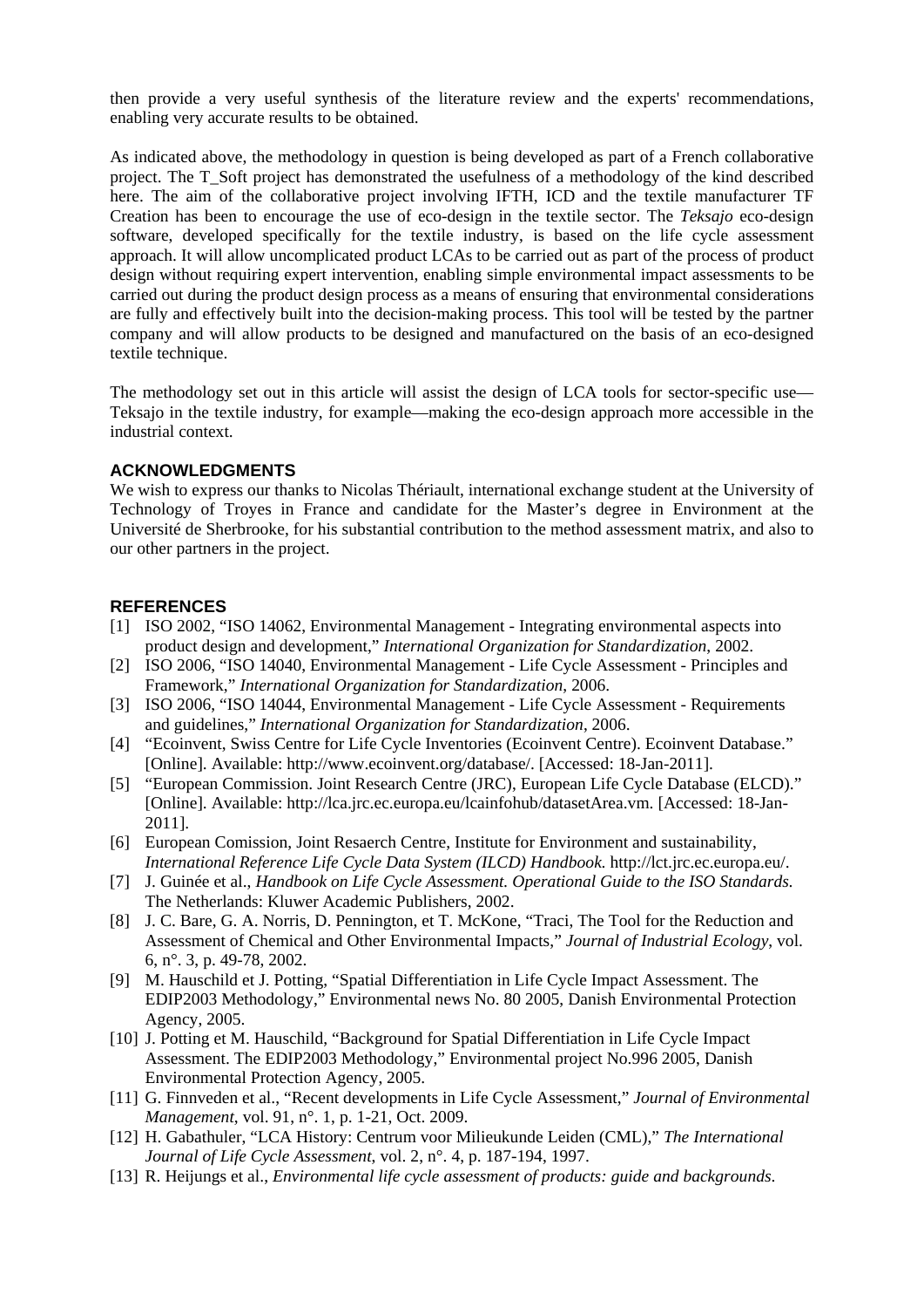then provide a very useful synthesis of the literature review and the experts' recommendations, enabling very accurate results to be obtained.

As indicated above, the methodology in question is being developed as part of a French collaborative project. The T_Soft project has demonstrated the usefulness of a methodology of the kind described here. The aim of the collaborative project involving IFTH, ICD and the textile manufacturer TF Creation has been to encourage the use of eco-design in the textile sector. The *Teksajo* eco-design software, developed specifically for the textile industry, is based on the life cycle assessment approach. It will allow uncomplicated product LCAs to be carried out as part of the process of product design without requiring expert intervention, enabling simple environmental impact assessments to be carried out during the product design process as a means of ensuring that environmental considerations are fully and effectively built into the decision-making process. This tool will be tested by the partner company and will allow products to be designed and manufactured on the basis of an eco-designed textile technique.

The methodology set out in this article will assist the design of LCA tools for sector-specific use—Teksajo in the textile industry, for example—making the eco-design approach more accessible in the industrial context.

## ACKNOWLEDGMENTS

We wish to express our thanks to Nicolas Thériault, international exchange student at the University of Technology of Troyes in France and candidate for the Master's degree in Environment at the Université de Sherbrooke, for his substantial contribution to the method assessment matrix, and also to our other partners in the project.

## REFERENCES

[1] ISO 2002, "ISO 14062, Environmental Management - Integrating environmental aspects into product design and development," *International Organization for Standardization*, 2002.

[2] ISO 2006, "ISO 14040, Environmental Management - Life Cycle Assessment - Principles and Framework," *International Organization for Standardization*, 2006.

[3] ISO 2006, "ISO 14044, Environmental Management - Life Cycle Assessment - Requirements and guidelines," *International Organization for Standardization*, 2006.

[4] "Ecoinvent, Swiss Centre for Life Cycle Inventories (Ecoinvent Centre). Ecoinvent Database." [Online]. Available: http://www.ecoinvent.org/database/. [Accessed: 18-Jan-2011].

[5] "European Commission. Joint Research Centre (JRC), European Life Cycle Database (ELCD)." [Online]. Available: http://lca.jrc.ec.europa.eu/lcainfohub/datasetArea.vm. [Accessed: 18-Jan-2011].

[6] European Comission, Joint Resaerch Centre, Institute for Environment and sustainability, *International Reference Life Cycle Data System (ILCD) Handbook.* http://lct.jrc.ec.europa.eu/.

[7] J. Guinée et al., *Handbook on Life Cycle Assessment. Operational Guide to the ISO Standards.* The Netherlands: Kluwer Academic Publishers, 2002.

[8] J. C. Bare, G. A. Norris, D. Pennington, et T. McKone, "Traci, The Tool for the Reduction and Assessment of Chemical and Other Environmental Impacts," *Journal of Industrial Ecology*, vol. 6, n°. 3, p. 49-78, 2002.

[9] M. Hauschild et J. Potting, "Spatial Differentiation in Life Cycle Impact Assessment. The EDIP2003 Methodology," Environmental news No. 80 2005, Danish Environmental Protection Agency, 2005.

[10] J. Potting et M. Hauschild, "Background for Spatial Differentiation in Life Cycle Impact Assessment. The EDIP2003 Methodology," Environmental project No.996 2005, Danish Environmental Protection Agency, 2005.

[11] G. Finnveden et al., "Recent developments in Life Cycle Assessment," *Journal of Environmental Management*, vol. 91, n°. 1, p. 1-21, Oct. 2009.

[12] H. Gabathuler, "LCA History: Centrum voor Milieukunde Leiden (CML)," *The International Journal of Life Cycle Assessment*, vol. 2, n°. 4, p. 187-194, 1997.

[13] R. Heijungs et al., *Environmental life cycle assessment of products: guide and backgrounds.*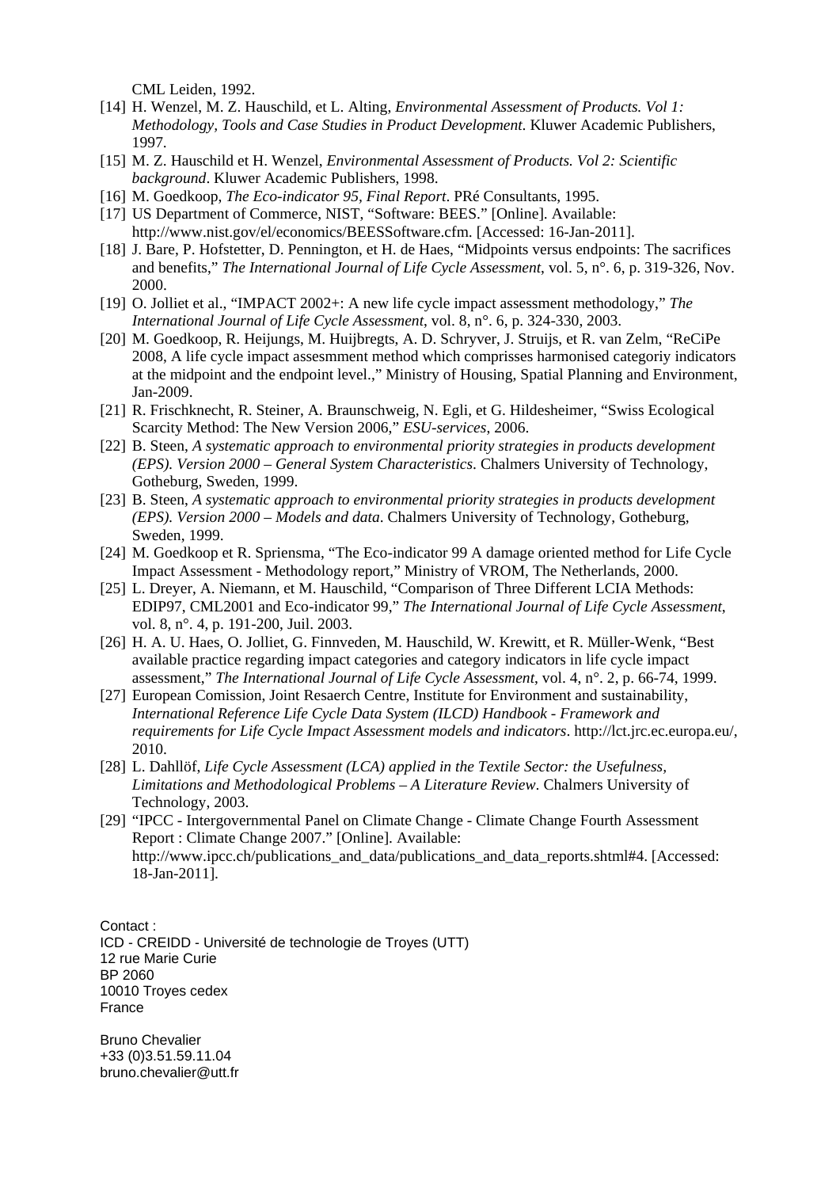CML Leiden, 1992.

[14] H. Wenzel, M. Z. Hauschild, et L. Alting, *Environmental Assessment of Products. Vol 1: Methodology, Tools and Case Studies in Product Development*. Kluwer Academic Publishers, 1997.

[15] M. Z. Hauschild et H. Wenzel, *Environmental Assessment of Products. Vol 2: Scientific background*. Kluwer Academic Publishers, 1998.

[16] M. Goedkoop, *The Eco-indicator 95, Final Report*. PRé Consultants, 1995.

[17] US Department of Commerce, NIST, "Software: BEES." [Online]. Available: http://www.nist.gov/el/economics/BEESSoftware.cfm. [Accessed: 16-Jan-2011].

[18] J. Bare, P. Hofstetter, D. Pennington, et H. de Haes, "Midpoints versus endpoints: The sacrifices and benefits," *The International Journal of Life Cycle Assessment*, vol. 5, n°. 6, p. 319-326, Nov. 2000.

[19] O. Jolliet et al., "IMPACT 2002+: A new life cycle impact assessment methodology," *The International Journal of Life Cycle Assessment*, vol. 8, n°. 6, p. 324-330, 2003.

[20] M. Goedkoop, R. Heijungs, M. Huijbregts, A. D. Schryver, J. Struijs, et R. van Zelm, "ReCiPe 2008, A life cycle impact assesmment method which comprisses harmonised categoriy indicators at the midpoint and the endpoint level.," Ministry of Housing, Spatial Planning and Environment, Jan-2009.

[21] R. Frischknecht, R. Steiner, A. Braunschweig, N. Egli, et G. Hildesheimer, "Swiss Ecological Scarcity Method: The New Version 2006," *ESU-services*, 2006.

[22] B. Steen, *A systematic approach to environmental priority strategies in products development (EPS). Version 2000 – General System Characteristics*. Chalmers University of Technology, Gotheburg, Sweden, 1999.

[23] B. Steen, *A systematic approach to environmental priority strategies in products development (EPS). Version 2000 – Models and data*. Chalmers University of Technology, Gotheburg, Sweden, 1999.

[24] M. Goedkoop et R. Spriensma, "The Eco-indicator 99 A damage oriented method for Life Cycle Impact Assessment - Methodology report," Ministry of VROM, The Netherlands, 2000.

[25] L. Dreyer, A. Niemann, et M. Hauschild, "Comparison of Three Different LCIA Methods: EDIP97, CML2001 and Eco-indicator 99," *The International Journal of Life Cycle Assessment*, vol. 8, n°. 4, p. 191-200, Juil. 2003.

[26] H. A. U. Haes, O. Jolliet, G. Finnveden, M. Hauschild, W. Krewitt, et R. Müller-Wenk, "Best available practice regarding impact categories and category indicators in life cycle impact assessment," *The International Journal of Life Cycle Assessment*, vol. 4, n°. 2, p. 66-74, 1999.

[27] European Comission, Joint Resaerch Centre, Institute for Environment and sustainability, *International Reference Life Cycle Data System (ILCD) Handbook - Framework and requirements for Life Cycle Impact Assessment models and indicators*. http://lct.jrc.ec.europa.eu/, 2010.

[28] L. Dahllöf, *Life Cycle Assessment (LCA) applied in the Textile Sector: the Usefulness, Limitations and Methodological Problems – A Literature Review*. Chalmers University of Technology, 2003.

[29] "IPCC - Intergovernmental Panel on Climate Change - Climate Change Fourth Assessment Report : Climate Change 2007." [Online]. Available: http://www.ipcc.ch/publications_and_data/publications_and_data_reports.shtml#4. [Accessed: 18-Jan-2011].

Contact :
ICD - CREIDD - Université de technologie de Troyes (UTT)
12 rue Marie Curie
BP 2060
10010 Troyes cedex
France

Bruno Chevalier
+33 (0)3.51.59.11.04
bruno.chevalier@utt.fr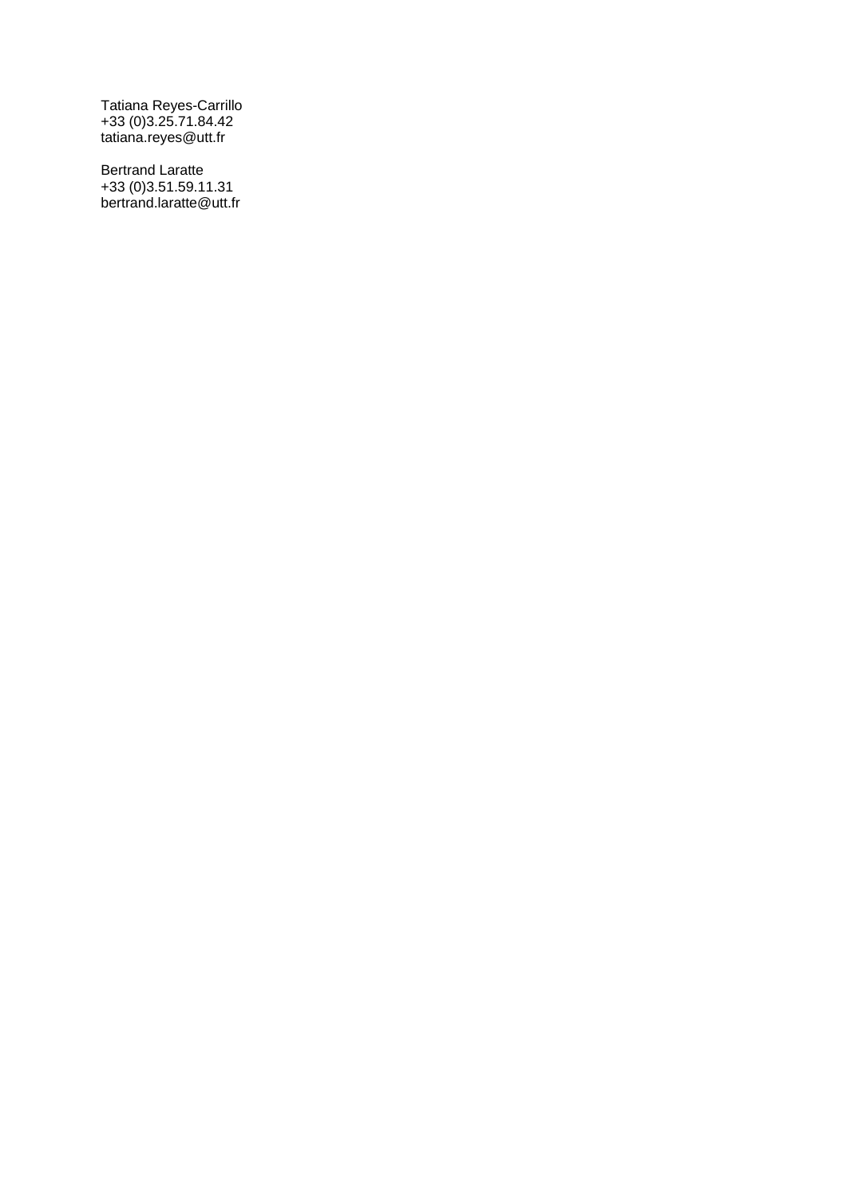Tatiana Reyes-Carrillo
+33 (0)3.25.71.84.42
tatiana.reyes@utt.fr

Bertrand Laratte
+33 (0)3.51.59.11.31
bertrand.laratte@utt.fr